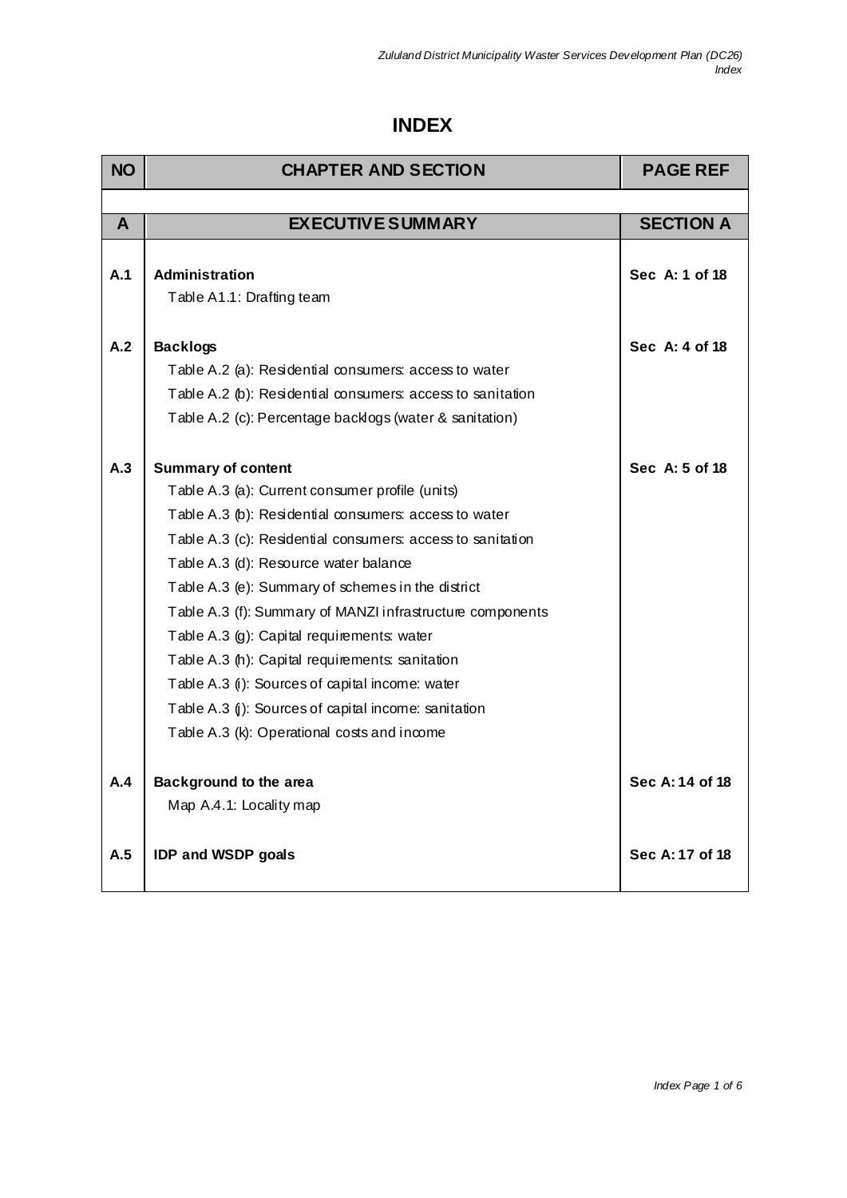# INDEX

| NO | CHAPTER AND SECTION | PAGE REF |
|---|---|---|
| | | |
| **A** | **EXECUTIVE SUMMARY** | **SECTION A** |
| **A.1** | **Administration**<br>Table A1.1: Drafting team | **Sec A: 1 of 18** |
| **A.2** | **Backlogs**<br>Table A.2 (a): Residential consumers: access to water<br>Table A.2 (b): Residential consumers: access to sanitation<br>Table A.2 (c): Percentage backlogs (water & sanitation) | **Sec A: 4 of 18** |
| **A.3** | **Summary of content**<br>Table A.3 (a): Current consumer profile (units)<br>Table A.3 (b): Residential consumers: access to water<br>Table A.3 (c): Residential consumers: access to sanitation<br>Table A.3 (d): Resource water balance<br>Table A.3 (e): Summary of schemes in the district<br>Table A.3 (f): Summary of MANZI infrastructure components<br>Table A.3 (g): Capital requirements: water<br>Table A.3 (h): Capital requirements: sanitation<br>Table A.3 (i): Sources of capital income: water<br>Table A.3 (j): Sources of capital income: sanitation<br>Table A.3 (k): Operational costs and income | **Sec A: 5 of 18** |
| **A.4** | **Background to the area**<br>Map A.4.1: Locality map | **Sec A: 14 of 18** |
| **A.5** | **IDP and WSDP goals** | **Sec A: 17 of 18** |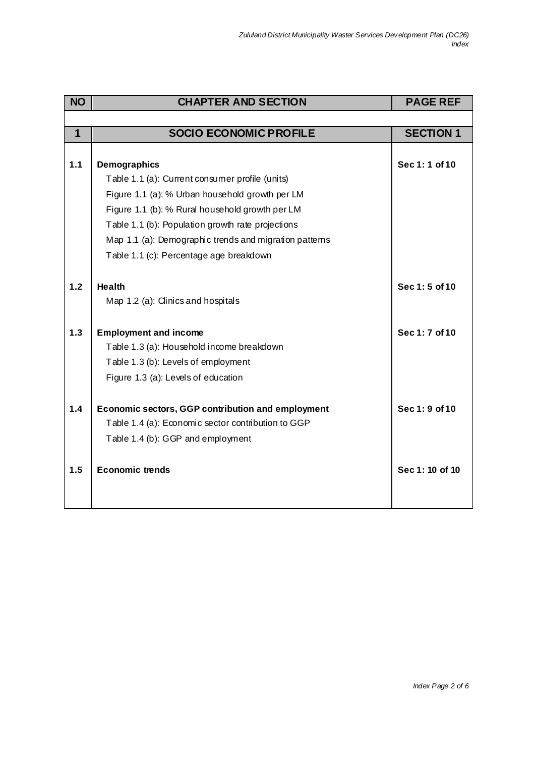| NO | CHAPTER AND SECTION | PAGE REF |
|---|---|---|
| **1** | **SOCIO ECONOMIC PROFILE** | **SECTION 1** |
| **1.1** | **Demographics**<br>Table 1.1 (a): Current consumer profile (units)<br>Figure 1.1 (a): % Urban household growth per LM<br>Figure 1.1 (b): % Rural household growth per LM<br>Table 1.1 (b): Population growth rate projections<br>Map 1.1 (a): Demographic trends and migration patterns<br>Table 1.1 (c): Percentage age breakdown | **Sec 1: 1 of 10** |
| **1.2** | **Health**<br>Map 1.2 (a): Clinics and hospitals | **Sec 1: 5 of 10** |
| **1.3** | **Employment and income**<br>Table 1.3 (a): Household income breakdown<br>Table 1.3 (b): Levels of employment<br>Figure 1.3 (a): Levels of education | **Sec 1: 7 of 10** |
| **1.4** | **Economic sectors, GGP contribution and employment**<br>Table 1.4 (a): Economic sector contribution to GGP<br>Table 1.4 (b): GGP and employment | **Sec 1: 9 of 10** |
| **1.5** | **Economic trends** | **Sec 1: 10 of 10** |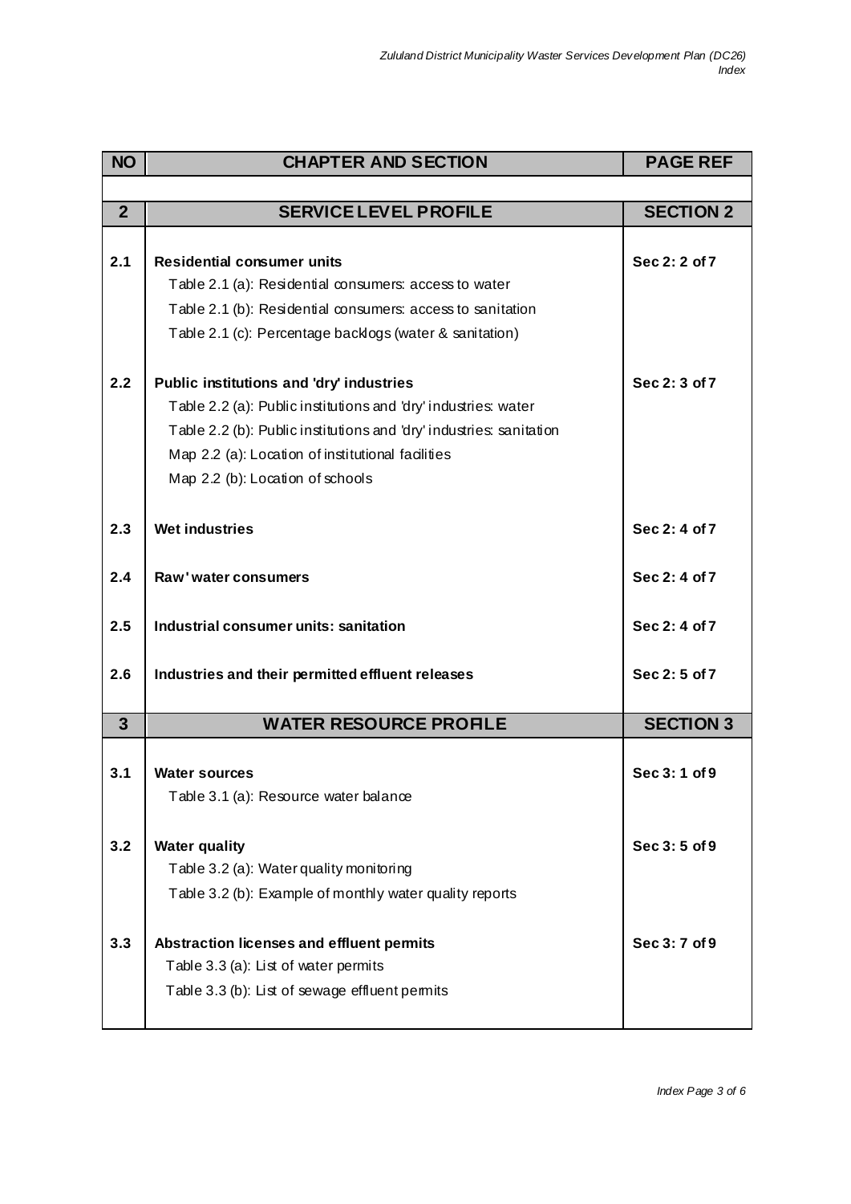| NO | CHAPTER AND SECTION | PAGE REF |
|---|---|---|
| **2** | **SERVICE LEVEL PROFILE** | **SECTION 2** |
| **2.1** | **Residential consumer units** | **Sec 2: 2 of 7** |
| | Table 2.1 (a): Residential consumers: access to water | |
| | Table 2.1 (b): Residential consumers: access to sanitation | |
| | Table 2.1 (c): Percentage backlogs (water & sanitation) | |
| **2.2** | **Public institutions and 'dry' industries** | **Sec 2: 3 of 7** |
| | Table 2.2 (a): Public institutions and 'dry' industries: water | |
| | Table 2.2 (b): Public institutions and 'dry' industries: sanitation | |
| | Map 2.2 (a): Location of institutional facilities | |
| | Map 2.2 (b): Location of schools | |
| **2.3** | **Wet industries** | **Sec 2: 4 of 7** |
| **2.4** | **Raw' water consumers** | **Sec 2: 4 of 7** |
| **2.5** | **Industrial consumer units: sanitation** | **Sec 2: 4 of 7** |
| **2.6** | **Industries and their permitted effluent releases** | **Sec 2: 5 of 7** |
| **3** | **WATER RESOURCE PROFILE** | **SECTION 3** |
| **3.1** | **Water sources** | **Sec 3: 1 of 9** |
| | Table 3.1 (a): Resource water balance | |
| **3.2** | **Water quality** | **Sec 3: 5 of 9** |
| | Table 3.2 (a): Water quality monitoring | |
| | Table 3.2 (b): Example of monthly water quality reports | |
| **3.3** | **Abstraction licenses and effluent permits** | **Sec 3: 7 of 9** |
| | Table 3.3 (a): List of water permits | |
| | Table 3.3 (b): List of sewage effluent permits | |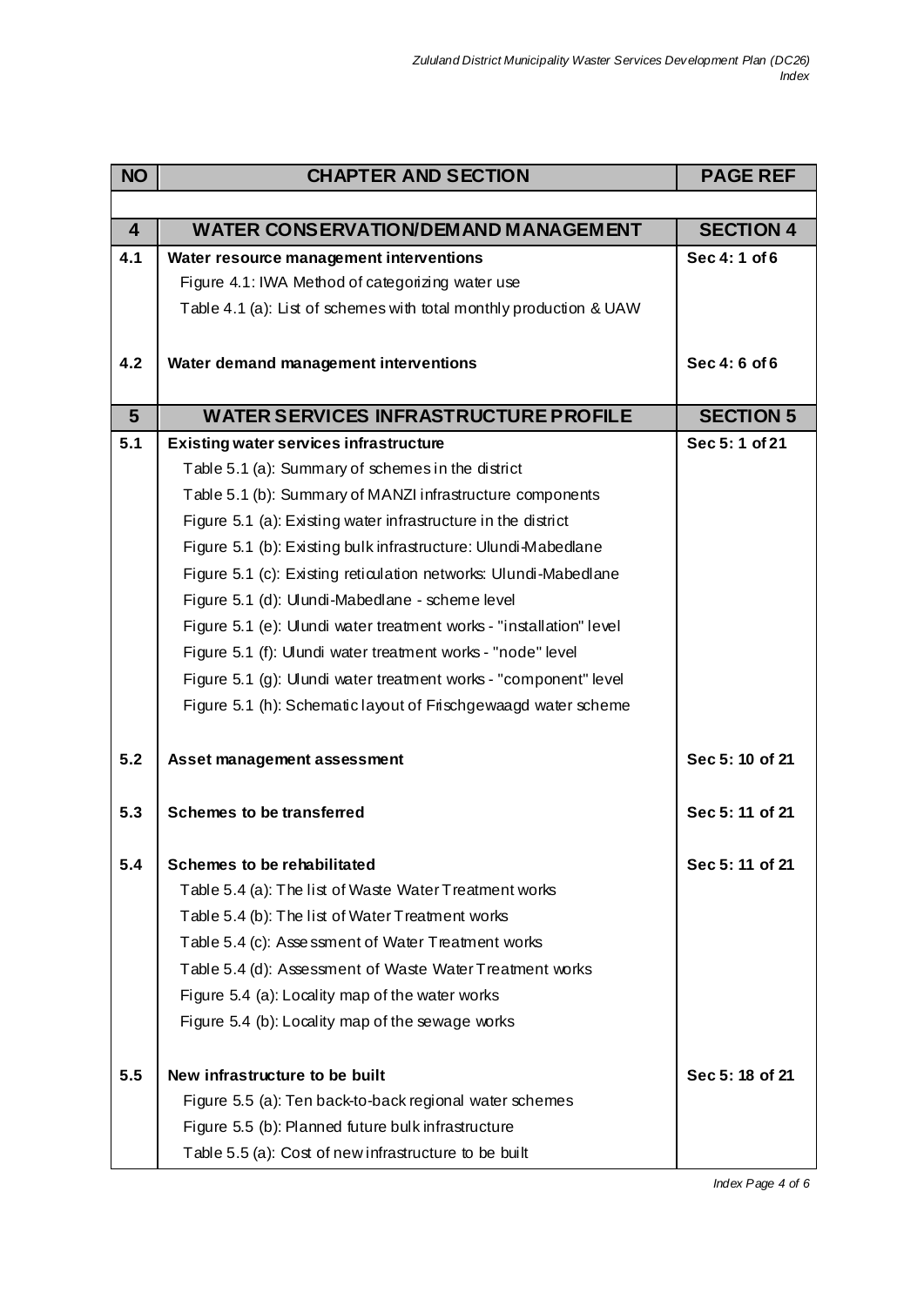| NO | CHAPTER AND SECTION | PAGE REF |
|---|---|---|
| | | |
| **4** | **WATER CONSERVATION/DEMAND MANAGEMENT** | **SECTION 4** |
| **4.1** | **Water resource management interventions** | **Sec 4: 1 of 6** |
| | Figure 4.1: IWA Method of categorizing water use | |
| | Table 4.1 (a): List of schemes with total monthly production & UAW | |
| **4.2** | **Water demand management interventions** | **Sec 4: 6 of 6** |
| **5** | **WATER SERVICES INFRASTRUCTURE PROFILE** | **SECTION 5** |
| **5.1** | **Existing water services infrastructure** | **Sec 5: 1 of 21** |
| | Table 5.1 (a): Summary of schemes in the district | |
| | Table 5.1 (b): Summary of MANZI infrastructure components | |
| | Figure 5.1 (a): Existing water infrastructure in the district | |
| | Figure 5.1 (b): Existing bulk infrastructure: Ulundi-Mabedlane | |
| | Figure 5.1 (c): Existing reticulation networks: Ulundi-Mabedlane | |
| | Figure 5.1 (d): Ulundi-Mabedlane - scheme level | |
| | Figure 5.1 (e): Ulundi water treatment works - "installation" level | |
| | Figure 5.1 (f): Ulundi water treatment works - "node" level | |
| | Figure 5.1 (g): Ulundi water treatment works - "component" level | |
| | Figure 5.1 (h): Schematic layout of Frischgewaagd water scheme | |
| **5.2** | **Asset management assessment** | **Sec 5: 10 of 21** |
| **5.3** | **Schemes to be transferred** | **Sec 5: 11 of 21** |
| **5.4** | **Schemes to be rehabilitated** | **Sec 5: 11 of 21** |
| | Table 5.4 (a): The list of Waste Water Treatment works | |
| | Table 5.4 (b): The list of Water Treatment works | |
| | Table 5.4 (c): Assessment of Water Treatment works | |
| | Table 5.4 (d): Assessment of Waste Water Treatment works | |
| | Figure 5.4 (a): Locality map of the water works | |
| | Figure 5.4 (b): Locality map of the sewage works | |
| **5.5** | **New infrastructure to be built** | **Sec 5: 18 of 21** |
| | Figure 5.5 (a): Ten back-to-back regional water schemes | |
| | Figure 5.5 (b): Planned future bulk infrastructure | |
| | Table 5.5 (a): Cost of new infrastructure to be built | |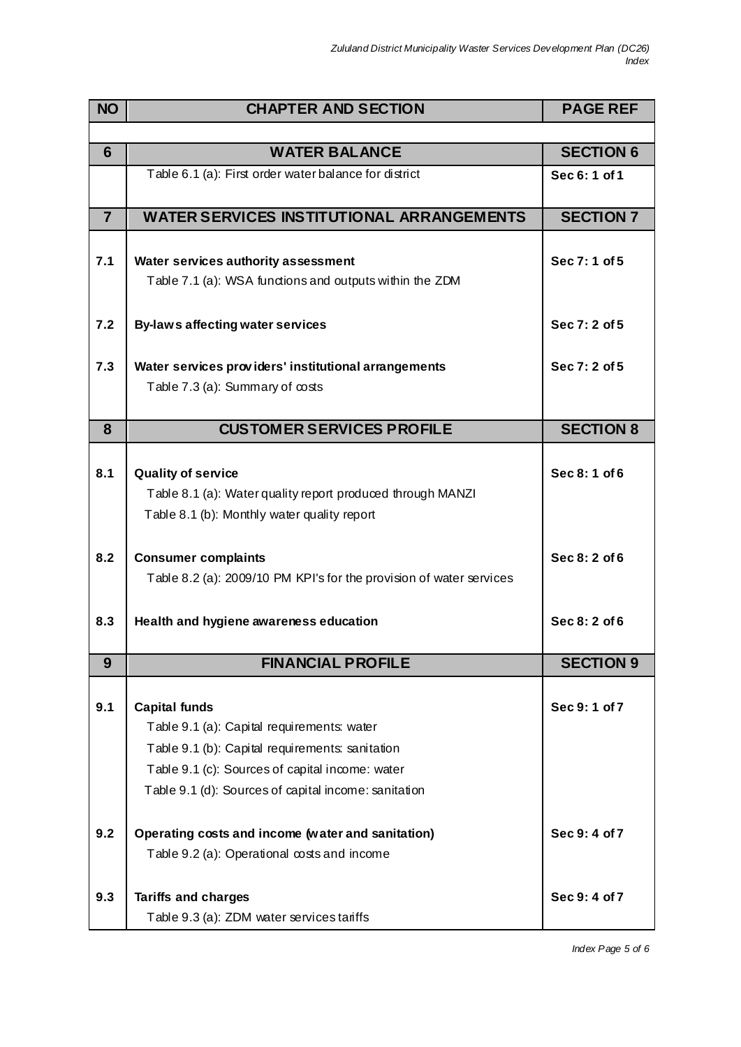| NO | CHAPTER AND SECTION | PAGE REF |
|---|---|---|
| **6** | **WATER BALANCE** | **SECTION 6** |
| | Table 6.1 (a): First order water balance for district | **Sec 6: 1 of 1** |
| **7** | **WATER SERVICES INSTITUTIONAL ARRANGEMENTS** | **SECTION 7** |
| **7.1** | **Water services authority assessment** | **Sec 7: 1 of 5** |
| | Table 7.1 (a): WSA functions and outputs within the ZDM | |
| **7.2** | **By-laws affecting water services** | **Sec 7: 2 of 5** |
| **7.3** | **Water services providers' institutional arrangements** | **Sec 7: 2 of 5** |
| | Table 7.3 (a): Summary of costs | |
| **8** | **CUSTOMER SERVICES PROFILE** | **SECTION 8** |
| **8.1** | **Quality of service** | **Sec 8: 1 of 6** |
| | Table 8.1 (a): Water quality report produced through MANZI | |
| | Table 8.1 (b): Monthly water quality report | |
| **8.2** | **Consumer complaints** | **Sec 8: 2 of 6** |
| | Table 8.2 (a): 2009/10 PM KPI's for the provision of water services | |
| **8.3** | **Health and hygiene awareness education** | **Sec 8: 2 of 6** |
| **9** | **FINANCIAL PROFILE** | **SECTION 9** |
| **9.1** | **Capital funds** | **Sec 9: 1 of 7** |
| | Table 9.1 (a): Capital requirements: water | |
| | Table 9.1 (b): Capital requirements: sanitation | |
| | Table 9.1 (c): Sources of capital income: water | |
| | Table 9.1 (d): Sources of capital income: sanitation | |
| **9.2** | **Operating costs and income (water and sanitation)** | **Sec 9: 4 of 7** |
| | Table 9.2 (a): Operational costs and income | |
| **9.3** | **Tariffs and charges** | **Sec 9: 4 of 7** |
| | Table 9.3 (a): ZDM water services tariffs | |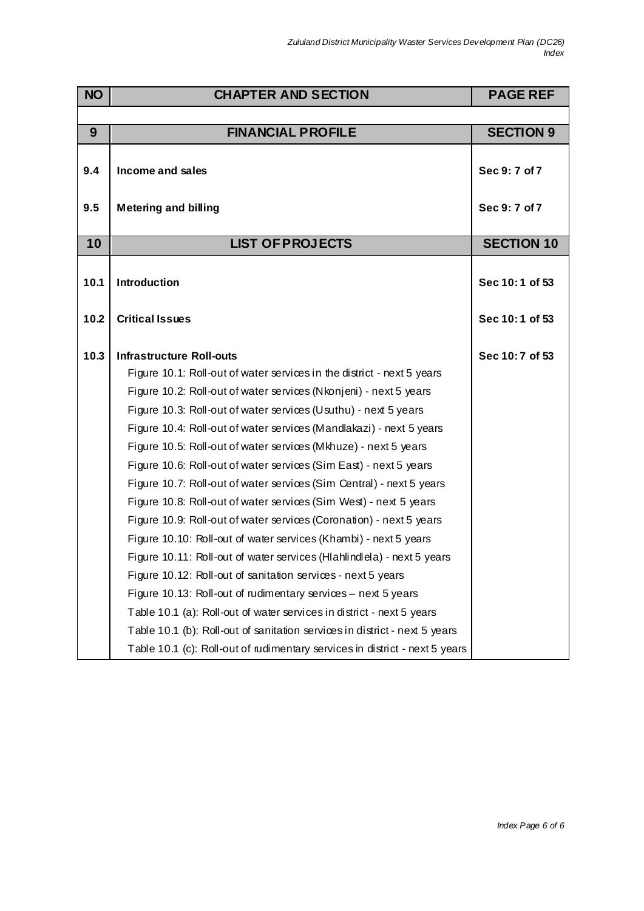| NO | CHAPTER AND SECTION | PAGE REF |
|---|---|---|
| | | |
| **9** | **FINANCIAL PROFILE** | **SECTION 9** |
| **9.4** | **Income and sales** | **Sec 9: 7 of 7** |
| **9.5** | **Metering and billing** | **Sec 9: 7 of 7** |
| **10** | **LIST OF PROJECTS** | **SECTION 10** |
| **10.1** | **Introduction** | **Sec 10: 1 of 53** |
| **10.2** | **Critical Issues** | **Sec 10: 1 of 53** |
| **10.3** | **Infrastructure Roll-outs** | **Sec 10: 7 of 53** |
| | Figure 10.1: Roll-out of water services in the district - next 5 years | |
| | Figure 10.2: Roll-out of water services (Nkonjeni) - next 5 years | |
| | Figure 10.3: Roll-out of water services (Usuthu) - next 5 years | |
| | Figure 10.4: Roll-out of water services (Mandlakazi) - next 5 years | |
| | Figure 10.5: Roll-out of water services (Mkhuze) - next 5 years | |
| | Figure 10.6: Roll-out of water services (Sim East) - next 5 years | |
| | Figure 10.7: Roll-out of water services (Sim Central) - next 5 years | |
| | Figure 10.8: Roll-out of water services (Sim West) - next 5 years | |
| | Figure 10.9: Roll-out of water services (Coronation) - next 5 years | |
| | Figure 10.10: Roll-out of water services (Khambi) - next 5 years | |
| | Figure 10.11: Roll-out of water services (Hlahlindlela) - next 5 years | |
| | Figure 10.12: Roll-out of sanitation services - next 5 years | |
| | Figure 10.13: Roll-out of rudimentary services – next 5 years | |
| | Table 10.1 (a): Roll-out of water services in district - next 5 years | |
| | Table 10.1 (b): Roll-out of sanitation services in district - next 5 years | |
| | Table 10.1 (c): Roll-out of rudimentary services in district - next 5 years | |